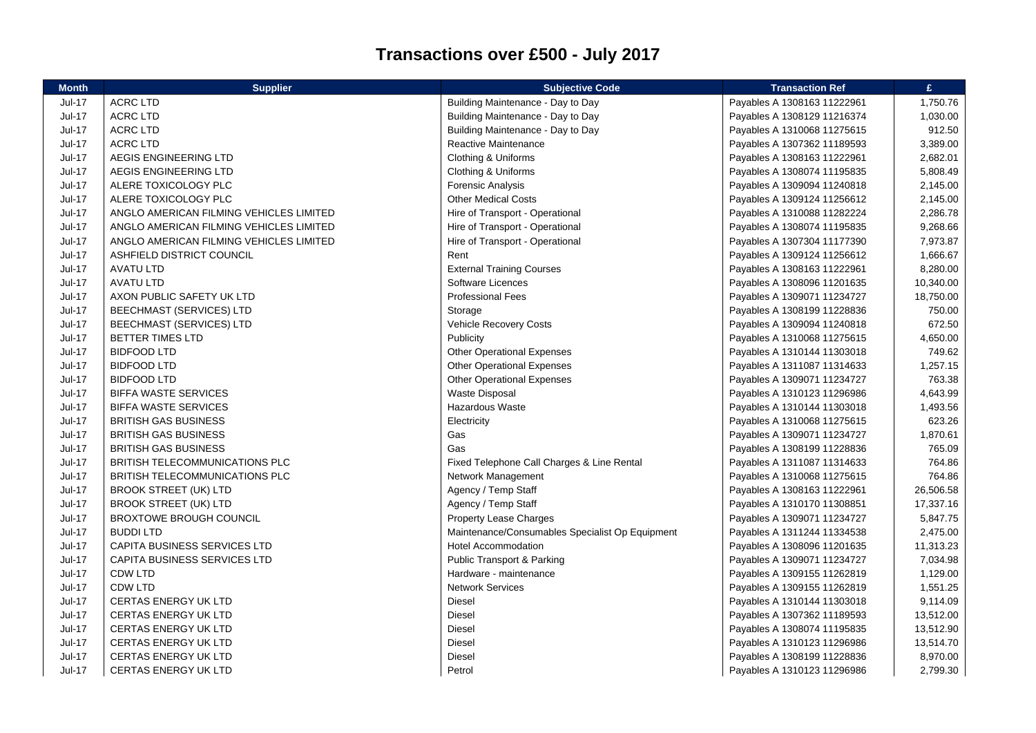# Transactions over £500 - July 2017

| Month | Supplier | Subjective Code | Transaction Ref | £ |
|---|---|---|---|---|
| Jul-17 | ACRC LTD | Building Maintenance - Day to Day | Payables A 1308163 11222961 | 1,750.76 |
| Jul-17 | ACRC LTD | Building Maintenance - Day to Day | Payables A 1308129 11216374 | 1,030.00 |
| Jul-17 | ACRC LTD | Building Maintenance - Day to Day | Payables A 1310068 11275615 | 912.50 |
| Jul-17 | ACRC LTD | Reactive Maintenance | Payables A 1307362 11189593 | 3,389.00 |
| Jul-17 | AEGIS ENGINEERING LTD | Clothing & Uniforms | Payables A 1308163 11222961 | 2,682.01 |
| Jul-17 | AEGIS ENGINEERING LTD | Clothing & Uniforms | Payables A 1308074 11195835 | 5,808.49 |
| Jul-17 | ALERE TOXICOLOGY PLC | Forensic Analysis | Payables A 1309094 11240818 | 2,145.00 |
| Jul-17 | ALERE TOXICOLOGY PLC | Other Medical Costs | Payables A 1309124 11256612 | 2,145.00 |
| Jul-17 | ANGLO AMERICAN FILMING VEHICLES LIMITED | Hire of Transport - Operational | Payables A 1310088 11282224 | 2,286.78 |
| Jul-17 | ANGLO AMERICAN FILMING VEHICLES LIMITED | Hire of Transport - Operational | Payables A 1308074 11195835 | 9,268.66 |
| Jul-17 | ANGLO AMERICAN FILMING VEHICLES LIMITED | Hire of Transport - Operational | Payables A 1307304 11177390 | 7,973.87 |
| Jul-17 | ASHFIELD DISTRICT COUNCIL | Rent | Payables A 1309124 11256612 | 1,666.67 |
| Jul-17 | AVATU LTD | External Training Courses | Payables A 1308163 11222961 | 8,280.00 |
| Jul-17 | AVATU LTD | Software Licences | Payables A 1308096 11201635 | 10,340.00 |
| Jul-17 | AXON PUBLIC SAFETY UK LTD | Professional Fees | Payables A 1309071 11234727 | 18,750.00 |
| Jul-17 | BEECHMAST (SERVICES) LTD | Storage | Payables A 1308199 11228836 | 750.00 |
| Jul-17 | BEECHMAST (SERVICES) LTD | Vehicle Recovery Costs | Payables A 1309094 11240818 | 672.50 |
| Jul-17 | BETTER TIMES LTD | Publicity | Payables A 1310068 11275615 | 4,650.00 |
| Jul-17 | BIDFOOD LTD | Other Operational Expenses | Payables A 1310144 11303018 | 749.62 |
| Jul-17 | BIDFOOD LTD | Other Operational Expenses | Payables A 1311087 11314633 | 1,257.15 |
| Jul-17 | BIDFOOD LTD | Other Operational Expenses | Payables A 1309071 11234727 | 763.38 |
| Jul-17 | BIFFA WASTE SERVICES | Waste Disposal | Payables A 1310123 11296986 | 4,643.99 |
| Jul-17 | BIFFA WASTE SERVICES | Hazardous Waste | Payables A 1310144 11303018 | 1,493.56 |
| Jul-17 | BRITISH GAS BUSINESS | Electricity | Payables A 1310068 11275615 | 623.26 |
| Jul-17 | BRITISH GAS BUSINESS | Gas | Payables A 1309071 11234727 | 1,870.61 |
| Jul-17 | BRITISH GAS BUSINESS | Gas | Payables A 1308199 11228836 | 765.09 |
| Jul-17 | BRITISH TELECOMMUNICATIONS PLC | Fixed Telephone Call Charges & Line Rental | Payables A 1311087 11314633 | 764.86 |
| Jul-17 | BRITISH TELECOMMUNICATIONS PLC | Network Management | Payables A 1310068 11275615 | 764.86 |
| Jul-17 | BROOK STREET (UK) LTD | Agency / Temp Staff | Payables A 1308163 11222961 | 26,506.58 |
| Jul-17 | BROOK STREET (UK) LTD | Agency / Temp Staff | Payables A 1310170 11308851 | 17,337.16 |
| Jul-17 | BROXTOWE BROUGH COUNCIL | Property Lease Charges | Payables A 1309071 11234727 | 5,847.75 |
| Jul-17 | BUDDI LTD | Maintenance/Consumables Specialist Op Equipment | Payables A 1311244 11334538 | 2,475.00 |
| Jul-17 | CAPITA BUSINESS SERVICES LTD | Hotel Accommodation | Payables A 1308096 11201635 | 11,313.23 |
| Jul-17 | CAPITA BUSINESS SERVICES LTD | Public Transport & Parking | Payables A 1309071 11234727 | 7,034.98 |
| Jul-17 | CDW LTD | Hardware - maintenance | Payables A 1309155 11262819 | 1,129.00 |
| Jul-17 | CDW LTD | Network Services | Payables A 1309155 11262819 | 1,551.25 |
| Jul-17 | CERTAS ENERGY UK LTD | Diesel | Payables A 1310144 11303018 | 9,114.09 |
| Jul-17 | CERTAS ENERGY UK LTD | Diesel | Payables A 1307362 11189593 | 13,512.00 |
| Jul-17 | CERTAS ENERGY UK LTD | Diesel | Payables A 1308074 11195835 | 13,512.90 |
| Jul-17 | CERTAS ENERGY UK LTD | Diesel | Payables A 1310123 11296986 | 13,514.70 |
| Jul-17 | CERTAS ENERGY UK LTD | Diesel | Payables A 1308199 11228836 | 8,970.00 |
| Jul-17 | CERTAS ENERGY UK LTD | Petrol | Payables A 1310123 11296986 | 2,799.30 |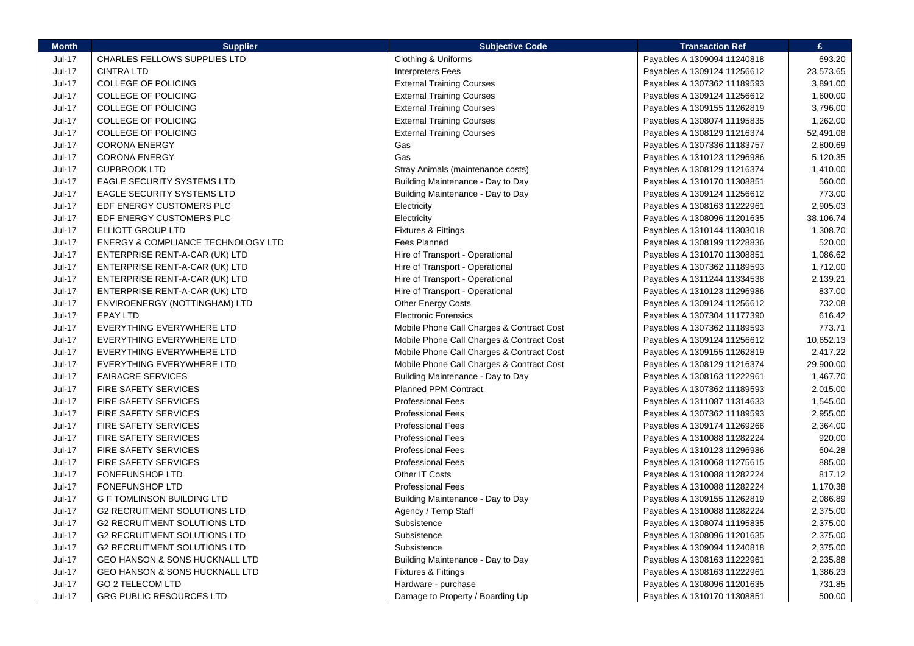| Month | Supplier | Subjective Code | Transaction Ref | £ |
|---|---|---|---|---|
| Jul-17 | CHARLES FELLOWS SUPPLIES LTD | Clothing & Uniforms | Payables A 1309094 11240818 | 693.20 |
| Jul-17 | CINTRA LTD | Interpreters Fees | Payables A 1309124 11256612 | 23,573.65 |
| Jul-17 | COLLEGE OF POLICING | External Training Courses | Payables A 1307362 11189593 | 3,891.00 |
| Jul-17 | COLLEGE OF POLICING | External Training Courses | Payables A 1309124 11256612 | 1,600.00 |
| Jul-17 | COLLEGE OF POLICING | External Training Courses | Payables A 1309155 11262819 | 3,796.00 |
| Jul-17 | COLLEGE OF POLICING | External Training Courses | Payables A 1308074 11195835 | 1,262.00 |
| Jul-17 | COLLEGE OF POLICING | External Training Courses | Payables A 1308129 11216374 | 52,491.08 |
| Jul-17 | CORONA ENERGY | Gas | Payables A 1307336 11183757 | 2,800.69 |
| Jul-17 | CORONA ENERGY | Gas | Payables A 1310123 11296986 | 5,120.35 |
| Jul-17 | CUPBROOK LTD | Stray Animals (maintenance costs) | Payables A 1308129 11216374 | 1,410.00 |
| Jul-17 | EAGLE SECURITY SYSTEMS LTD | Building Maintenance - Day to Day | Payables A 1310170 11308851 | 560.00 |
| Jul-17 | EAGLE SECURITY SYSTEMS LTD | Building Maintenance - Day to Day | Payables A 1309124 11256612 | 773.00 |
| Jul-17 | EDF ENERGY CUSTOMERS PLC | Electricity | Payables A 1308163 11222961 | 2,905.03 |
| Jul-17 | EDF ENERGY CUSTOMERS PLC | Electricity | Payables A 1308096 11201635 | 38,106.74 |
| Jul-17 | ELLIOTT GROUP LTD | Fixtures & Fittings | Payables A 1310144 11303018 | 1,308.70 |
| Jul-17 | ENERGY & COMPLIANCE TECHNOLOGY LTD | Fees Planned | Payables A 1308199 11228836 | 520.00 |
| Jul-17 | ENTERPRISE RENT-A-CAR (UK) LTD | Hire of Transport - Operational | Payables A 1310170 11308851 | 1,086.62 |
| Jul-17 | ENTERPRISE RENT-A-CAR (UK) LTD | Hire of Transport - Operational | Payables A 1307362 11189593 | 1,712.00 |
| Jul-17 | ENTERPRISE RENT-A-CAR (UK) LTD | Hire of Transport - Operational | Payables A 1311244 11334538 | 2,139.21 |
| Jul-17 | ENTERPRISE RENT-A-CAR (UK) LTD | Hire of Transport - Operational | Payables A 1310123 11296986 | 837.00 |
| Jul-17 | ENVIROENERGY (NOTTINGHAM) LTD | Other Energy Costs | Payables A 1309124 11256612 | 732.08 |
| Jul-17 | EPAY LTD | Electronic Forensics | Payables A 1307304 11177390 | 616.42 |
| Jul-17 | EVERYTHING EVERYWHERE LTD | Mobile Phone Call Charges & Contract Cost | Payables A 1307362 11189593 | 773.71 |
| Jul-17 | EVERYTHING EVERYWHERE LTD | Mobile Phone Call Charges & Contract Cost | Payables A 1309124 11256612 | 10,652.13 |
| Jul-17 | EVERYTHING EVERYWHERE LTD | Mobile Phone Call Charges & Contract Cost | Payables A 1309155 11262819 | 2,417.22 |
| Jul-17 | EVERYTHING EVERYWHERE LTD | Mobile Phone Call Charges & Contract Cost | Payables A 1308129 11216374 | 29,900.00 |
| Jul-17 | FAIRACRE SERVICES | Building Maintenance - Day to Day | Payables A 1308163 11222961 | 1,467.70 |
| Jul-17 | FIRE SAFETY SERVICES | Planned PPM Contract | Payables A 1307362 11189593 | 2,015.00 |
| Jul-17 | FIRE SAFETY SERVICES | Professional Fees | Payables A 1311087 11314633 | 1,545.00 |
| Jul-17 | FIRE SAFETY SERVICES | Professional Fees | Payables A 1307362 11189593 | 2,955.00 |
| Jul-17 | FIRE SAFETY SERVICES | Professional Fees | Payables A 1309174 11269266 | 2,364.00 |
| Jul-17 | FIRE SAFETY SERVICES | Professional Fees | Payables A 1310088 11282224 | 920.00 |
| Jul-17 | FIRE SAFETY SERVICES | Professional Fees | Payables A 1310123 11296986 | 604.28 |
| Jul-17 | FIRE SAFETY SERVICES | Professional Fees | Payables A 1310068 11275615 | 885.00 |
| Jul-17 | FONEFUNSHOP LTD | Other IT Costs | Payables A 1310088 11282224 | 817.12 |
| Jul-17 | FONEFUNSHOP LTD | Professional Fees | Payables A 1310088 11282224 | 1,170.38 |
| Jul-17 | G F TOMLINSON BUILDING LTD | Building Maintenance - Day to Day | Payables A 1309155 11262819 | 2,086.89 |
| Jul-17 | G2 RECRUITMENT SOLUTIONS LTD | Agency / Temp Staff | Payables A 1310088 11282224 | 2,375.00 |
| Jul-17 | G2 RECRUITMENT SOLUTIONS LTD | Subsistence | Payables A 1308074 11195835 | 2,375.00 |
| Jul-17 | G2 RECRUITMENT SOLUTIONS LTD | Subsistence | Payables A 1308096 11201635 | 2,375.00 |
| Jul-17 | G2 RECRUITMENT SOLUTIONS LTD | Subsistence | Payables A 1309094 11240818 | 2,375.00 |
| Jul-17 | GEO HANSON & SONS HUCKNALL LTD | Building Maintenance - Day to Day | Payables A 1308163 11222961 | 2,235.88 |
| Jul-17 | GEO HANSON & SONS HUCKNALL LTD | Fixtures & Fittings | Payables A 1308163 11222961 | 1,386.23 |
| Jul-17 | GO 2 TELECOM LTD | Hardware - purchase | Payables A 1308096 11201635 | 731.85 |
| Jul-17 | GRG PUBLIC RESOURCES LTD | Damage to Property / Boarding Up | Payables A 1310170 11308851 | 500.00 |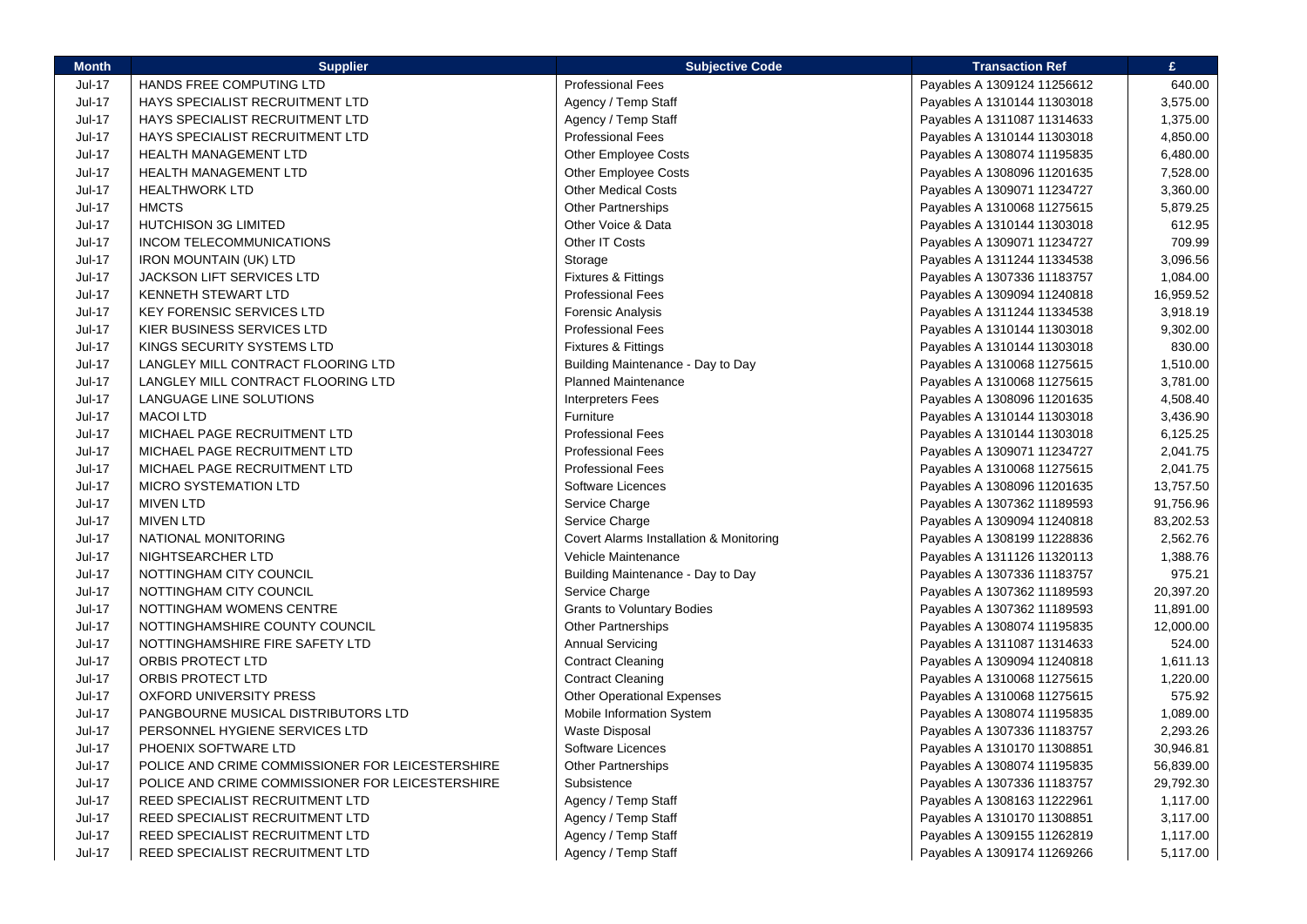| Month | Supplier | Subjective Code | Transaction Ref | £ |
|---|---|---|---|---|
| Jul-17 | HANDS FREE COMPUTING LTD | Professional Fees | Payables A 1309124 11256612 | 640.00 |
| Jul-17 | HAYS SPECIALIST RECRUITMENT LTD | Agency / Temp Staff | Payables A 1310144 11303018 | 3,575.00 |
| Jul-17 | HAYS SPECIALIST RECRUITMENT LTD | Agency / Temp Staff | Payables A 1311087 11314633 | 1,375.00 |
| Jul-17 | HAYS SPECIALIST RECRUITMENT LTD | Professional Fees | Payables A 1310144 11303018 | 4,850.00 |
| Jul-17 | HEALTH MANAGEMENT LTD | Other Employee Costs | Payables A 1308074 11195835 | 6,480.00 |
| Jul-17 | HEALTH MANAGEMENT LTD | Other Employee Costs | Payables A 1308096 11201635 | 7,528.00 |
| Jul-17 | HEALTHWORK LTD | Other Medical Costs | Payables A 1309071 11234727 | 3,360.00 |
| Jul-17 | HMCTS | Other Partnerships | Payables A 1310068 11275615 | 5,879.25 |
| Jul-17 | HUTCHISON 3G LIMITED | Other Voice & Data | Payables A 1310144 11303018 | 612.95 |
| Jul-17 | INCOM TELECOMMUNICATIONS | Other IT Costs | Payables A 1309071 11234727 | 709.99 |
| Jul-17 | IRON MOUNTAIN (UK) LTD | Storage | Payables A 1311244 11334538 | 3,096.56 |
| Jul-17 | JACKSON LIFT SERVICES LTD | Fixtures & Fittings | Payables A 1307336 11183757 | 1,084.00 |
| Jul-17 | KENNETH STEWART LTD | Professional Fees | Payables A 1309094 11240818 | 16,959.52 |
| Jul-17 | KEY FORENSIC SERVICES LTD | Forensic Analysis | Payables A 1311244 11334538 | 3,918.19 |
| Jul-17 | KIER BUSINESS SERVICES LTD | Professional Fees | Payables A 1310144 11303018 | 9,302.00 |
| Jul-17 | KINGS SECURITY SYSTEMS LTD | Fixtures & Fittings | Payables A 1310144 11303018 | 830.00 |
| Jul-17 | LANGLEY MILL CONTRACT FLOORING LTD | Building Maintenance - Day to Day | Payables A 1310068 11275615 | 1,510.00 |
| Jul-17 | LANGLEY MILL CONTRACT FLOORING LTD | Planned Maintenance | Payables A 1310068 11275615 | 3,781.00 |
| Jul-17 | LANGUAGE LINE SOLUTIONS | Interpreters Fees | Payables A 1308096 11201635 | 4,508.40 |
| Jul-17 | MACOI LTD | Furniture | Payables A 1310144 11303018 | 3,436.90 |
| Jul-17 | MICHAEL PAGE RECRUITMENT LTD | Professional Fees | Payables A 1310144 11303018 | 6,125.25 |
| Jul-17 | MICHAEL PAGE RECRUITMENT LTD | Professional Fees | Payables A 1309071 11234727 | 2,041.75 |
| Jul-17 | MICHAEL PAGE RECRUITMENT LTD | Professional Fees | Payables A 1310068 11275615 | 2,041.75 |
| Jul-17 | MICRO SYSTEMATION LTD | Software Licences | Payables A 1308096 11201635 | 13,757.50 |
| Jul-17 | MIVEN LTD | Service Charge | Payables A 1307362 11189593 | 91,756.96 |
| Jul-17 | MIVEN LTD | Service Charge | Payables A 1309094 11240818 | 83,202.53 |
| Jul-17 | NATIONAL MONITORING | Covert Alarms Installation & Monitoring | Payables A 1308199 11228836 | 2,562.76 |
| Jul-17 | NIGHTSEARCHER LTD | Vehicle Maintenance | Payables A 1311126 11320113 | 1,388.76 |
| Jul-17 | NOTTINGHAM CITY COUNCIL | Building Maintenance - Day to Day | Payables A 1307336 11183757 | 975.21 |
| Jul-17 | NOTTINGHAM CITY COUNCIL | Service Charge | Payables A 1307362 11189593 | 20,397.20 |
| Jul-17 | NOTTINGHAM WOMENS CENTRE | Grants to Voluntary Bodies | Payables A 1307362 11189593 | 11,891.00 |
| Jul-17 | NOTTINGHAMSHIRE COUNTY COUNCIL | Other Partnerships | Payables A 1308074 11195835 | 12,000.00 |
| Jul-17 | NOTTINGHAMSHIRE FIRE SAFETY LTD | Annual Servicing | Payables A 1311087 11314633 | 524.00 |
| Jul-17 | ORBIS PROTECT LTD | Contract Cleaning | Payables A 1309094 11240818 | 1,611.13 |
| Jul-17 | ORBIS PROTECT LTD | Contract Cleaning | Payables A 1310068 11275615 | 1,220.00 |
| Jul-17 | OXFORD UNIVERSITY PRESS | Other Operational Expenses | Payables A 1310068 11275615 | 575.92 |
| Jul-17 | PANGBOURNE MUSICAL DISTRIBUTORS LTD | Mobile Information System | Payables A 1308074 11195835 | 1,089.00 |
| Jul-17 | PERSONNEL HYGIENE SERVICES LTD | Waste Disposal | Payables A 1307336 11183757 | 2,293.26 |
| Jul-17 | PHOENIX SOFTWARE LTD | Software Licences | Payables A 1310170 11308851 | 30,946.81 |
| Jul-17 | POLICE AND CRIME COMMISSIONER FOR LEICESTERSHIRE | Other Partnerships | Payables A 1308074 11195835 | 56,839.00 |
| Jul-17 | POLICE AND CRIME COMMISSIONER FOR LEICESTERSHIRE | Subsistence | Payables A 1307336 11183757 | 29,792.30 |
| Jul-17 | REED SPECIALIST RECRUITMENT LTD | Agency / Temp Staff | Payables A 1308163 11222961 | 1,117.00 |
| Jul-17 | REED SPECIALIST RECRUITMENT LTD | Agency / Temp Staff | Payables A 1310170 11308851 | 3,117.00 |
| Jul-17 | REED SPECIALIST RECRUITMENT LTD | Agency / Temp Staff | Payables A 1309155 11262819 | 1,117.00 |
| Jul-17 | REED SPECIALIST RECRUITMENT LTD | Agency / Temp Staff | Payables A 1309174 11269266 | 5,117.00 |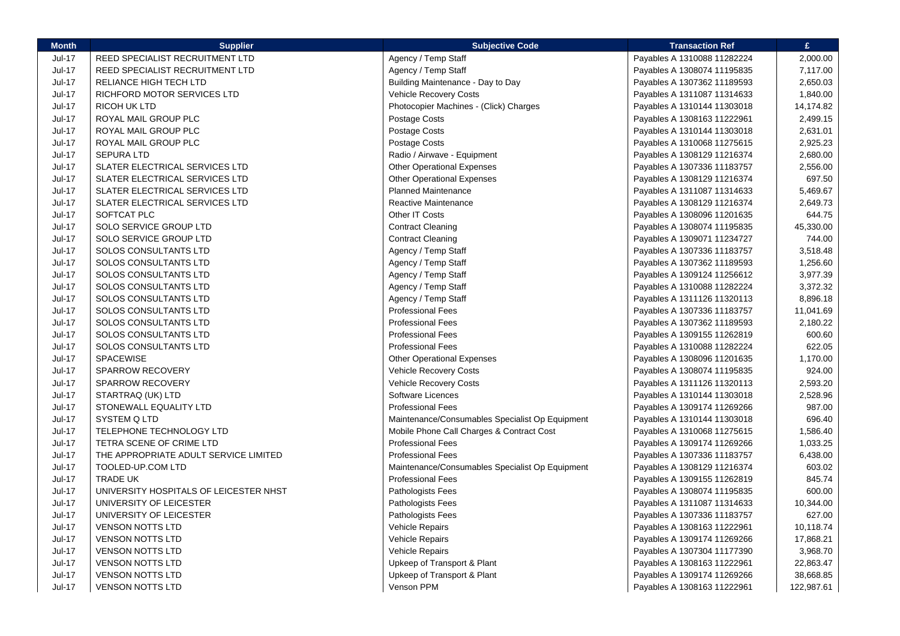| Month | Supplier | Subjective Code | Transaction Ref | £ |
|---|---|---|---|---|
| Jul-17 | REED SPECIALIST RECRUITMENT LTD | Agency / Temp Staff | Payables A 1310088 11282224 | 2,000.00 |
| Jul-17 | REED SPECIALIST RECRUITMENT LTD | Agency / Temp Staff | Payables A 1308074 11195835 | 7,117.00 |
| Jul-17 | RELIANCE HIGH TECH LTD | Building Maintenance - Day to Day | Payables A 1307362 11189593 | 2,650.03 |
| Jul-17 | RICHFORD MOTOR SERVICES LTD | Vehicle Recovery Costs | Payables A 1311087 11314633 | 1,840.00 |
| Jul-17 | RICOH UK LTD | Photocopier Machines - (Click) Charges | Payables A 1310144 11303018 | 14,174.82 |
| Jul-17 | ROYAL MAIL GROUP PLC | Postage Costs | Payables A 1308163 11222961 | 2,499.15 |
| Jul-17 | ROYAL MAIL GROUP PLC | Postage Costs | Payables A 1310144 11303018 | 2,631.01 |
| Jul-17 | ROYAL MAIL GROUP PLC | Postage Costs | Payables A 1310068 11275615 | 2,925.23 |
| Jul-17 | SEPURA LTD | Radio / Airwave - Equipment | Payables A 1308129 11216374 | 2,680.00 |
| Jul-17 | SLATER ELECTRICAL SERVICES LTD | Other Operational Expenses | Payables A 1307336 11183757 | 2,556.00 |
| Jul-17 | SLATER ELECTRICAL SERVICES LTD | Other Operational Expenses | Payables A 1308129 11216374 | 697.50 |
| Jul-17 | SLATER ELECTRICAL SERVICES LTD | Planned Maintenance | Payables A 1311087 11314633 | 5,469.67 |
| Jul-17 | SLATER ELECTRICAL SERVICES LTD | Reactive Maintenance | Payables A 1308129 11216374 | 2,649.73 |
| Jul-17 | SOFTCAT PLC | Other IT Costs | Payables A 1308096 11201635 | 644.75 |
| Jul-17 | SOLO SERVICE GROUP LTD | Contract Cleaning | Payables A 1308074 11195835 | 45,330.00 |
| Jul-17 | SOLO SERVICE GROUP LTD | Contract Cleaning | Payables A 1309071 11234727 | 744.00 |
| Jul-17 | SOLOS CONSULTANTS LTD | Agency / Temp Staff | Payables A 1307336 11183757 | 3,518.48 |
| Jul-17 | SOLOS CONSULTANTS LTD | Agency / Temp Staff | Payables A 1307362 11189593 | 1,256.60 |
| Jul-17 | SOLOS CONSULTANTS LTD | Agency / Temp Staff | Payables A 1309124 11256612 | 3,977.39 |
| Jul-17 | SOLOS CONSULTANTS LTD | Agency / Temp Staff | Payables A 1310088 11282224 | 3,372.32 |
| Jul-17 | SOLOS CONSULTANTS LTD | Agency / Temp Staff | Payables A 1311126 11320113 | 8,896.18 |
| Jul-17 | SOLOS CONSULTANTS LTD | Professional Fees | Payables A 1307336 11183757 | 11,041.69 |
| Jul-17 | SOLOS CONSULTANTS LTD | Professional Fees | Payables A 1307362 11189593 | 2,180.22 |
| Jul-17 | SOLOS CONSULTANTS LTD | Professional Fees | Payables A 1309155 11262819 | 600.60 |
| Jul-17 | SOLOS CONSULTANTS LTD | Professional Fees | Payables A 1310088 11282224 | 622.05 |
| Jul-17 | SPACEWISE | Other Operational Expenses | Payables A 1308096 11201635 | 1,170.00 |
| Jul-17 | SPARROW RECOVERY | Vehicle Recovery Costs | Payables A 1308074 11195835 | 924.00 |
| Jul-17 | SPARROW RECOVERY | Vehicle Recovery Costs | Payables A 1311126 11320113 | 2,593.20 |
| Jul-17 | STARTRAQ (UK) LTD | Software Licences | Payables A 1310144 11303018 | 2,528.96 |
| Jul-17 | STONEWALL EQUALITY LTD | Professional Fees | Payables A 1309174 11269266 | 987.00 |
| Jul-17 | SYSTEM Q LTD | Maintenance/Consumables Specialist Op Equipment | Payables A 1310144 11303018 | 696.40 |
| Jul-17 | TELEPHONE TECHNOLOGY LTD | Mobile Phone Call Charges & Contract Cost | Payables A 1310068 11275615 | 1,586.40 |
| Jul-17 | TETRA SCENE OF CRIME LTD | Professional Fees | Payables A 1309174 11269266 | 1,033.25 |
| Jul-17 | THE APPROPRIATE ADULT SERVICE LIMITED | Professional Fees | Payables A 1307336 11183757 | 6,438.00 |
| Jul-17 | TOOLED-UP.COM LTD | Maintenance/Consumables Specialist Op Equipment | Payables A 1308129 11216374 | 603.02 |
| Jul-17 | TRADE UK | Professional Fees | Payables A 1309155 11262819 | 845.74 |
| Jul-17 | UNIVERSITY HOSPITALS OF LEICESTER NHST | Pathologists Fees | Payables A 1308074 11195835 | 600.00 |
| Jul-17 | UNIVERSITY OF LEICESTER | Pathologists Fees | Payables A 1311087 11314633 | 10,344.00 |
| Jul-17 | UNIVERSITY OF LEICESTER | Pathologists Fees | Payables A 1307336 11183757 | 627.00 |
| Jul-17 | VENSON NOTTS LTD | Vehicle Repairs | Payables A 1308163 11222961 | 10,118.74 |
| Jul-17 | VENSON NOTTS LTD | Vehicle Repairs | Payables A 1309174 11269266 | 17,868.21 |
| Jul-17 | VENSON NOTTS LTD | Vehicle Repairs | Payables A 1307304 11177390 | 3,968.70 |
| Jul-17 | VENSON NOTTS LTD | Upkeep of Transport & Plant | Payables A 1308163 11222961 | 22,863.47 |
| Jul-17 | VENSON NOTTS LTD | Upkeep of Transport & Plant | Payables A 1309174 11269266 | 38,668.85 |
| Jul-17 | VENSON NOTTS LTD | Venson PPM | Payables A 1308163 11222961 | 122,987.61 |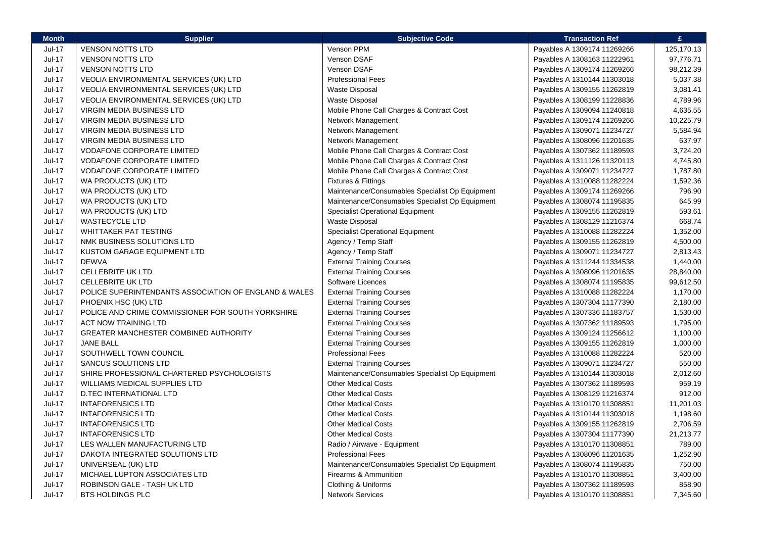| Month | Supplier | Subjective Code | Transaction Ref | £ |
|---|---|---|---|---|
| Jul-17 | VENSON NOTTS LTD | Venson PPM | Payables A 1309174 11269266 | 125,170.13 |
| Jul-17 | VENSON NOTTS LTD | Venson DSAF | Payables A 1308163 11222961 | 97,776.71 |
| Jul-17 | VENSON NOTTS LTD | Venson DSAF | Payables A 1309174 11269266 | 98,212.39 |
| Jul-17 | VEOLIA ENVIRONMENTAL SERVICES (UK) LTD | Professional Fees | Payables A 1310144 11303018 | 5,037.38 |
| Jul-17 | VEOLIA ENVIRONMENTAL SERVICES (UK) LTD | Waste Disposal | Payables A 1309155 11262819 | 3,081.41 |
| Jul-17 | VEOLIA ENVIRONMENTAL SERVICES (UK) LTD | Waste Disposal | Payables A 1308199 11228836 | 4,789.96 |
| Jul-17 | VIRGIN MEDIA BUSINESS LTD | Mobile Phone Call Charges & Contract Cost | Payables A 1309094 11240818 | 4,635.55 |
| Jul-17 | VIRGIN MEDIA BUSINESS LTD | Network Management | Payables A 1309174 11269266 | 10,225.79 |
| Jul-17 | VIRGIN MEDIA BUSINESS LTD | Network Management | Payables A 1309071 11234727 | 5,584.94 |
| Jul-17 | VIRGIN MEDIA BUSINESS LTD | Network Management | Payables A 1308096 11201635 | 637.97 |
| Jul-17 | VODAFONE CORPORATE LIMITED | Mobile Phone Call Charges & Contract Cost | Payables A 1307362 11189593 | 3,724.20 |
| Jul-17 | VODAFONE CORPORATE LIMITED | Mobile Phone Call Charges & Contract Cost | Payables A 1311126 11320113 | 4,745.80 |
| Jul-17 | VODAFONE CORPORATE LIMITED | Mobile Phone Call Charges & Contract Cost | Payables A 1309071 11234727 | 1,787.80 |
| Jul-17 | WA PRODUCTS (UK) LTD | Fixtures & Fittings | Payables A 1310088 11282224 | 1,592.36 |
| Jul-17 | WA PRODUCTS (UK) LTD | Maintenance/Consumables Specialist Op Equipment | Payables A 1309174 11269266 | 796.90 |
| Jul-17 | WA PRODUCTS (UK) LTD | Maintenance/Consumables Specialist Op Equipment | Payables A 1308074 11195835 | 645.99 |
| Jul-17 | WA PRODUCTS (UK) LTD | Specialist Operational Equipment | Payables A 1309155 11262819 | 593.61 |
| Jul-17 | WASTECYCLE LTD | Waste Disposal | Payables A 1308129 11216374 | 668.74 |
| Jul-17 | WHITTAKER PAT TESTING | Specialist Operational Equipment | Payables A 1310088 11282224 | 1,352.00 |
| Jul-17 | NMK BUSINESS SOLUTIONS LTD | Agency / Temp Staff | Payables A 1309155 11262819 | 4,500.00 |
| Jul-17 | KUSTOM GARAGE EQUIPMENT LTD | Agency / Temp Staff | Payables A 1309071 11234727 | 2,813.43 |
| Jul-17 | DEWVA | External Training Courses | Payables A 1311244 11334538 | 1,440.00 |
| Jul-17 | CELLEBRITE UK LTD | External Training Courses | Payables A 1308096 11201635 | 28,840.00 |
| Jul-17 | CELLEBRITE UK LTD | Software Licences | Payables A 1308074 11195835 | 99,612.50 |
| Jul-17 | POLICE SUPERINTENDANTS ASSOCIATION OF ENGLAND & WALES | External Training Courses | Payables A 1310088 11282224 | 1,170.00 |
| Jul-17 | PHOENIX HSC (UK) LTD | External Training Courses | Payables A 1307304 11177390 | 2,180.00 |
| Jul-17 | POLICE AND CRIME COMMISSIONER FOR SOUTH YORKSHIRE | External Training Courses | Payables A 1307336 11183757 | 1,530.00 |
| Jul-17 | ACT NOW TRAINING LTD | External Training Courses | Payables A 1307362 11189593 | 1,795.00 |
| Jul-17 | GREATER MANCHESTER COMBINED AUTHORITY | External Training Courses | Payables A 1309124 11256612 | 1,100.00 |
| Jul-17 | JANE BALL | External Training Courses | Payables A 1309155 11262819 | 1,000.00 |
| Jul-17 | SOUTHWELL TOWN COUNCIL | Professional Fees | Payables A 1310088 11282224 | 520.00 |
| Jul-17 | SANCUS SOLUTIONS LTD | External Training Courses | Payables A 1309071 11234727 | 550.00 |
| Jul-17 | SHIRE PROFESSIONAL CHARTERED PSYCHOLOGISTS | Maintenance/Consumables Specialist Op Equipment | Payables A 1310144 11303018 | 2,012.60 |
| Jul-17 | WILLIAMS MEDICAL SUPPLIES LTD | Other Medical Costs | Payables A 1307362 11189593 | 959.19 |
| Jul-17 | D.TEC INTERNATIONAL LTD | Other Medical Costs | Payables A 1308129 11216374 | 912.00 |
| Jul-17 | INTAFORENSICS LTD | Other Medical Costs | Payables A 1310170 11308851 | 11,201.03 |
| Jul-17 | INTAFORENSICS LTD | Other Medical Costs | Payables A 1310144 11303018 | 1,198.60 |
| Jul-17 | INTAFORENSICS LTD | Other Medical Costs | Payables A 1309155 11262819 | 2,706.59 |
| Jul-17 | INTAFORENSICS LTD | Other Medical Costs | Payables A 1307304 11177390 | 21,213.77 |
| Jul-17 | LES WALLEN MANUFACTURING LTD | Radio / Airwave - Equipment | Payables A 1310170 11308851 | 789.00 |
| Jul-17 | DAKOTA INTEGRATED SOLUTIONS LTD | Professional Fees | Payables A 1308096 11201635 | 1,252.90 |
| Jul-17 | UNIVERSEAL (UK) LTD | Maintenance/Consumables Specialist Op Equipment | Payables A 1308074 11195835 | 750.00 |
| Jul-17 | MICHAEL LUPTON ASSOCIATES LTD | Firearms & Ammunition | Payables A 1310170 11308851 | 3,400.00 |
| Jul-17 | ROBINSON GALE - TASH UK LTD | Clothing & Uniforms | Payables A 1307362 11189593 | 858.90 |
| Jul-17 | BTS HOLDINGS PLC | Network Services | Payables A 1310170 11308851 | 7,345.60 |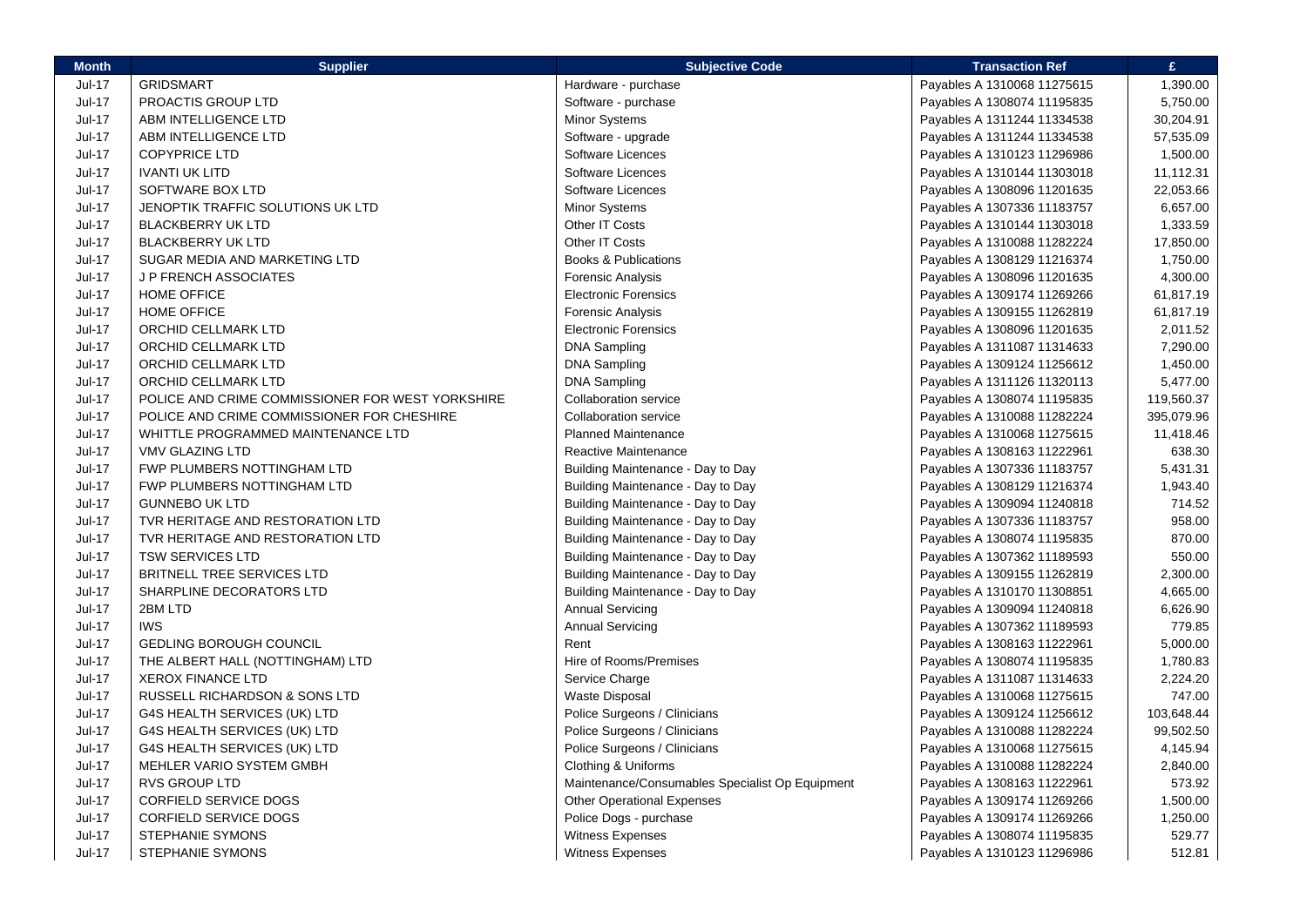| Month | Supplier | Subjective Code | Transaction Ref | £ |
|---|---|---|---|---|
| Jul-17 | GRIDSMART | Hardware - purchase | Payables A 1310068 11275615 | 1,390.00 |
| Jul-17 | PROACTIS GROUP LTD | Software - purchase | Payables A 1308074 11195835 | 5,750.00 |
| Jul-17 | ABM INTELLIGENCE LTD | Minor Systems | Payables A 1311244 11334538 | 30,204.91 |
| Jul-17 | ABM INTELLIGENCE LTD | Software - upgrade | Payables A 1311244 11334538 | 57,535.09 |
| Jul-17 | COPYPRICE LTD | Software Licences | Payables A 1310123 11296986 | 1,500.00 |
| Jul-17 | IVANTI UK LITD | Software Licences | Payables A 1310144 11303018 | 11,112.31 |
| Jul-17 | SOFTWARE BOX LTD | Software Licences | Payables A 1308096 11201635 | 22,053.66 |
| Jul-17 | JENOPTIK TRAFFIC SOLUTIONS UK LTD | Minor Systems | Payables A 1307336 11183757 | 6,657.00 |
| Jul-17 | BLACKBERRY UK LTD | Other IT Costs | Payables A 1310144 11303018 | 1,333.59 |
| Jul-17 | BLACKBERRY UK LTD | Other IT Costs | Payables A 1310088 11282224 | 17,850.00 |
| Jul-17 | SUGAR MEDIA AND MARKETING LTD | Books & Publications | Payables A 1308129 11216374 | 1,750.00 |
| Jul-17 | J P FRENCH ASSOCIATES | Forensic Analysis | Payables A 1308096 11201635 | 4,300.00 |
| Jul-17 | HOME OFFICE | Electronic Forensics | Payables A 1309174 11269266 | 61,817.19 |
| Jul-17 | HOME OFFICE | Forensic Analysis | Payables A 1309155 11262819 | 61,817.19 |
| Jul-17 | ORCHID CELLMARK LTD | Electronic Forensics | Payables A 1308096 11201635 | 2,011.52 |
| Jul-17 | ORCHID CELLMARK LTD | DNA Sampling | Payables A 1311087 11314633 | 7,290.00 |
| Jul-17 | ORCHID CELLMARK LTD | DNA Sampling | Payables A 1309124 11256612 | 1,450.00 |
| Jul-17 | ORCHID CELLMARK LTD | DNA Sampling | Payables A 1311126 11320113 | 5,477.00 |
| Jul-17 | POLICE AND CRIME COMMISSIONER FOR WEST YORKSHIRE | Collaboration service | Payables A 1308074 11195835 | 119,560.37 |
| Jul-17 | POLICE AND CRIME COMMISSIONER FOR CHESHIRE | Collaboration service | Payables A 1310088 11282224 | 395,079.96 |
| Jul-17 | WHITTLE PROGRAMMED MAINTENANCE LTD | Planned Maintenance | Payables A 1310068 11275615 | 11,418.46 |
| Jul-17 | VMV GLAZING LTD | Reactive Maintenance | Payables A 1308163 11222961 | 638.30 |
| Jul-17 | FWP PLUMBERS NOTTINGHAM LTD | Building Maintenance - Day to Day | Payables A 1307336 11183757 | 5,431.31 |
| Jul-17 | FWP PLUMBERS NOTTINGHAM LTD | Building Maintenance - Day to Day | Payables A 1308129 11216374 | 1,943.40 |
| Jul-17 | GUNNEBO UK LTD | Building Maintenance - Day to Day | Payables A 1309094 11240818 | 714.52 |
| Jul-17 | TVR HERITAGE AND RESTORATION LTD | Building Maintenance - Day to Day | Payables A 1307336 11183757 | 958.00 |
| Jul-17 | TVR HERITAGE AND RESTORATION LTD | Building Maintenance - Day to Day | Payables A 1308074 11195835 | 870.00 |
| Jul-17 | TSW SERVICES LTD | Building Maintenance - Day to Day | Payables A 1307362 11189593 | 550.00 |
| Jul-17 | BRITNELL TREE SERVICES LTD | Building Maintenance - Day to Day | Payables A 1309155 11262819 | 2,300.00 |
| Jul-17 | SHARPLINE DECORATORS LTD | Building Maintenance - Day to Day | Payables A 1310170 11308851 | 4,665.00 |
| Jul-17 | 2BM LTD | Annual Servicing | Payables A 1309094 11240818 | 6,626.90 |
| Jul-17 | IWS | Annual Servicing | Payables A 1307362 11189593 | 779.85 |
| Jul-17 | GEDLING BOROUGH COUNCIL | Rent | Payables A 1308163 11222961 | 5,000.00 |
| Jul-17 | THE ALBERT HALL (NOTTINGHAM) LTD | Hire of Rooms/Premises | Payables A 1308074 11195835 | 1,780.83 |
| Jul-17 | XEROX FINANCE LTD | Service Charge | Payables A 1311087 11314633 | 2,224.20 |
| Jul-17 | RUSSELL RICHARDSON & SONS LTD | Waste Disposal | Payables A 1310068 11275615 | 747.00 |
| Jul-17 | G4S HEALTH SERVICES (UK) LTD | Police Surgeons / Clinicians | Payables A 1309124 11256612 | 103,648.44 |
| Jul-17 | G4S HEALTH SERVICES (UK) LTD | Police Surgeons / Clinicians | Payables A 1310088 11282224 | 99,502.50 |
| Jul-17 | G4S HEALTH SERVICES (UK) LTD | Police Surgeons / Clinicians | Payables A 1310068 11275615 | 4,145.94 |
| Jul-17 | MEHLER VARIO SYSTEM GMBH | Clothing & Uniforms | Payables A 1310088 11282224 | 2,840.00 |
| Jul-17 | RVS GROUP LTD | Maintenance/Consumables Specialist Op Equipment | Payables A 1308163 11222961 | 573.92 |
| Jul-17 | CORFIELD SERVICE DOGS | Other Operational Expenses | Payables A 1309174 11269266 | 1,500.00 |
| Jul-17 | CORFIELD SERVICE DOGS | Police Dogs - purchase | Payables A 1309174 11269266 | 1,250.00 |
| Jul-17 | STEPHANIE SYMONS | Witness Expenses | Payables A 1308074 11195835 | 529.77 |
| Jul-17 | STEPHANIE SYMONS | Witness Expenses | Payables A 1310123 11296986 | 512.81 |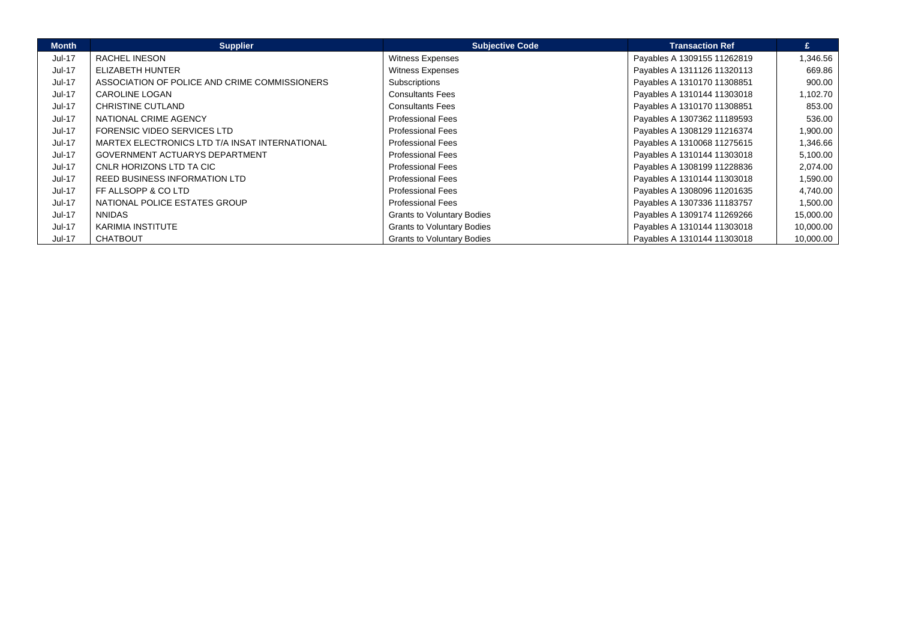| Month | Supplier | Subjective Code | Transaction Ref | £ |
|---|---|---|---|---|
| Jul-17 | RACHEL INESON | Witness Expenses | Payables A 1309155 11262819 | 1,346.56 |
| Jul-17 | ELIZABETH HUNTER | Witness Expenses | Payables A 1311126 11320113 | 669.86 |
| Jul-17 | ASSOCIATION OF POLICE AND CRIME COMMISSIONERS | Subscriptions | Payables A 1310170 11308851 | 900.00 |
| Jul-17 | CAROLINE LOGAN | Consultants Fees | Payables A 1310144 11303018 | 1,102.70 |
| Jul-17 | CHRISTINE CUTLAND | Consultants Fees | Payables A 1310170 11308851 | 853.00 |
| Jul-17 | NATIONAL CRIME AGENCY | Professional Fees | Payables A 1307362 11189593 | 536.00 |
| Jul-17 | FORENSIC VIDEO SERVICES LTD | Professional Fees | Payables A 1308129 11216374 | 1,900.00 |
| Jul-17 | MARTEX ELECTRONICS LTD T/A INSAT INTERNATIONAL | Professional Fees | Payables A 1310068 11275615 | 1,346.66 |
| Jul-17 | GOVERNMENT ACTUARYS DEPARTMENT | Professional Fees | Payables A 1310144 11303018 | 5,100.00 |
| Jul-17 | CNLR HORIZONS LTD TA CIC | Professional Fees | Payables A 1308199 11228836 | 2,074.00 |
| Jul-17 | REED BUSINESS INFORMATION LTD | Professional Fees | Payables A 1310144 11303018 | 1,590.00 |
| Jul-17 | FF ALLSOPP & CO LTD | Professional Fees | Payables A 1308096 11201635 | 4,740.00 |
| Jul-17 | NATIONAL POLICE ESTATES GROUP | Professional Fees | Payables A 1307336 11183757 | 1,500.00 |
| Jul-17 | NNIDAS | Grants to Voluntary Bodies | Payables A 1309174 11269266 | 15,000.00 |
| Jul-17 | KARIMIA INSTITUTE | Grants to Voluntary Bodies | Payables A 1310144 11303018 | 10,000.00 |
| Jul-17 | CHATBOUT | Grants to Voluntary Bodies | Payables A 1310144 11303018 | 10,000.00 |